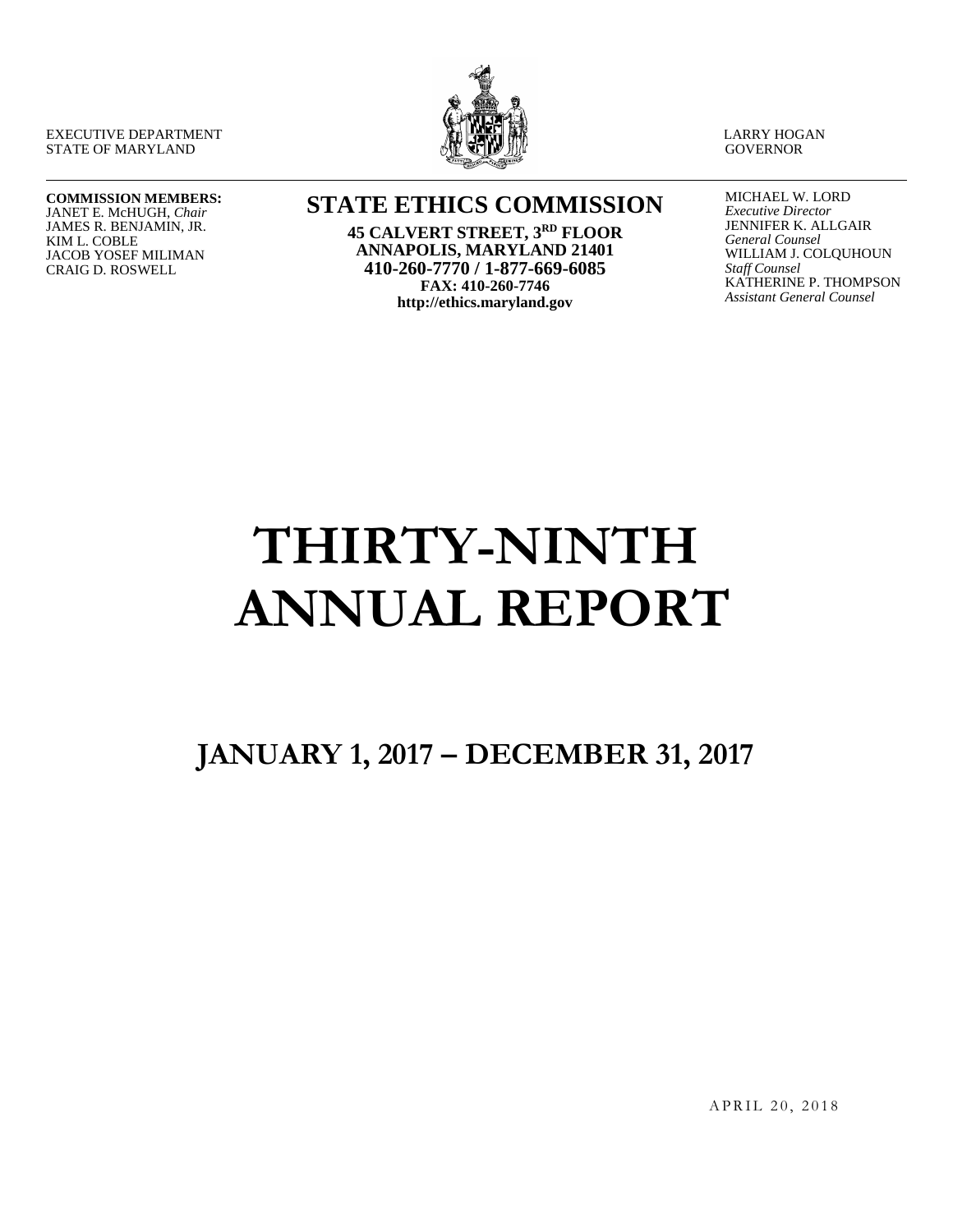EXECUTIVE DEPARTMENT
STATE OF MARYLAND

LARRY HOGAN
GOVERNOR

**COMMISSION MEMBERS:**
JANET E. McHUGH, *Chair*
JAMES R. BENJAMIN, JR.
KIM L. COBLE
JACOB YOSEF MILIMAN
CRAIG D. ROSWELL

## STATE ETHICS COMMISSION

**45 CALVERT STREET, 3RD FLOOR**
**ANNAPOLIS, MARYLAND 21401**
**410-260-7770 / 1-877-669-6085**
**FAX: 410-260-7746**
**http://ethics.maryland.gov**

MICHAEL W. LORD
*Executive Director*
JENNIFER K. ALLGAIR
*General Counsel*
WILLIAM J. COLQUHOUN
*Staff Counsel*
KATHERINE P. THOMPSON
*Assistant General Counsel*

# THIRTY-NINTH ANNUAL REPORT

## JANUARY 1, 2017 – DECEMBER 31, 2017

APRIL 20, 2018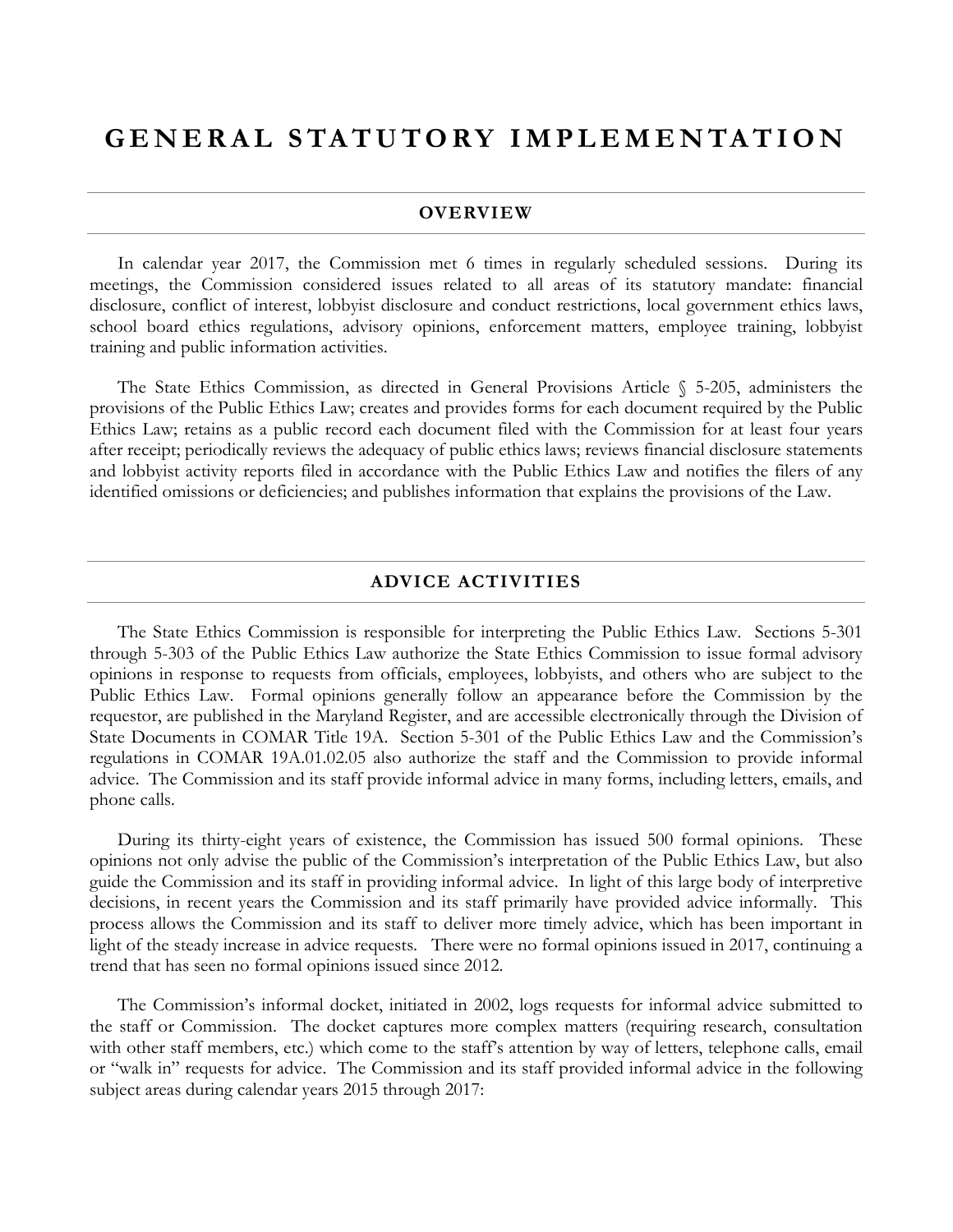# GENERAL STATUTORY IMPLEMENTATION

## OVERVIEW

In calendar year 2017, the Commission met 6 times in regularly scheduled sessions. During its meetings, the Commission considered issues related to all areas of its statutory mandate: financial disclosure, conflict of interest, lobbyist disclosure and conduct restrictions, local government ethics laws, school board ethics regulations, advisory opinions, enforcement matters, employee training, lobbyist training and public information activities.

The State Ethics Commission, as directed in General Provisions Article § 5-205, administers the provisions of the Public Ethics Law; creates and provides forms for each document required by the Public Ethics Law; retains as a public record each document filed with the Commission for at least four years after receipt; periodically reviews the adequacy of public ethics laws; reviews financial disclosure statements and lobbyist activity reports filed in accordance with the Public Ethics Law and notifies the filers of any identified omissions or deficiencies; and publishes information that explains the provisions of the Law.

## ADVICE ACTIVITIES

The State Ethics Commission is responsible for interpreting the Public Ethics Law. Sections 5-301 through 5-303 of the Public Ethics Law authorize the State Ethics Commission to issue formal advisory opinions in response to requests from officials, employees, lobbyists, and others who are subject to the Public Ethics Law. Formal opinions generally follow an appearance before the Commission by the requestor, are published in the Maryland Register, and are accessible electronically through the Division of State Documents in COMAR Title 19A. Section 5-301 of the Public Ethics Law and the Commission's regulations in COMAR 19A.01.02.05 also authorize the staff and the Commission to provide informal advice. The Commission and its staff provide informal advice in many forms, including letters, emails, and phone calls.

During its thirty-eight years of existence, the Commission has issued 500 formal opinions. These opinions not only advise the public of the Commission's interpretation of the Public Ethics Law, but also guide the Commission and its staff in providing informal advice. In light of this large body of interpretive decisions, in recent years the Commission and its staff primarily have provided advice informally. This process allows the Commission and its staff to deliver more timely advice, which has been important in light of the steady increase in advice requests. There were no formal opinions issued in 2017, continuing a trend that has seen no formal opinions issued since 2012.

The Commission's informal docket, initiated in 2002, logs requests for informal advice submitted to the staff or Commission. The docket captures more complex matters (requiring research, consultation with other staff members, etc.) which come to the staff's attention by way of letters, telephone calls, email or "walk in" requests for advice. The Commission and its staff provided informal advice in the following subject areas during calendar years 2015 through 2017: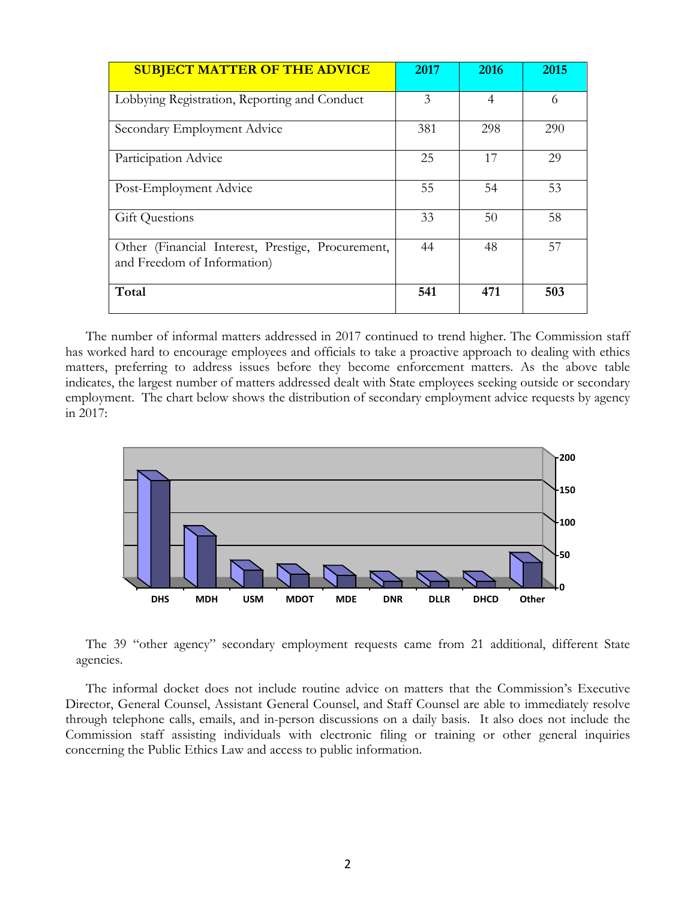| SUBJECT MATTER OF THE ADVICE | 2017 | 2016 | 2015 |
|---|---|---|---|
| Lobbying Registration, Reporting and Conduct | 3 | 4 | 6 |
| Secondary Employment Advice | 381 | 298 | 290 |
| Participation Advice | 25 | 17 | 29 |
| Post-Employment Advice | 55 | 54 | 53 |
| Gift Questions | 33 | 50 | 58 |
| Other (Financial Interest, Prestige, Procurement, and Freedom of Information) | 44 | 48 | 57 |
| **Total** | **541** | **471** | **503** |

The number of informal matters addressed in 2017 continued to trend higher. The Commission staff has worked hard to encourage employees and officials to take a proactive approach to dealing with ethics matters, preferring to address issues before they become enforcement matters. As the above table indicates, the largest number of matters addressed dealt with State employees seeking outside or secondary employment. The chart below shows the distribution of secondary employment advice requests by agency in 2017:

The 39 "other agency" secondary employment requests came from 21 additional, different State agencies.

The informal docket does not include routine advice on matters that the Commission's Executive Director, General Counsel, Assistant General Counsel, and Staff Counsel are able to immediately resolve through telephone calls, emails, and in-person discussions on a daily basis. It also does not include the Commission staff assisting individuals with electronic filing or training or other general inquiries concerning the Public Ethics Law and access to public information.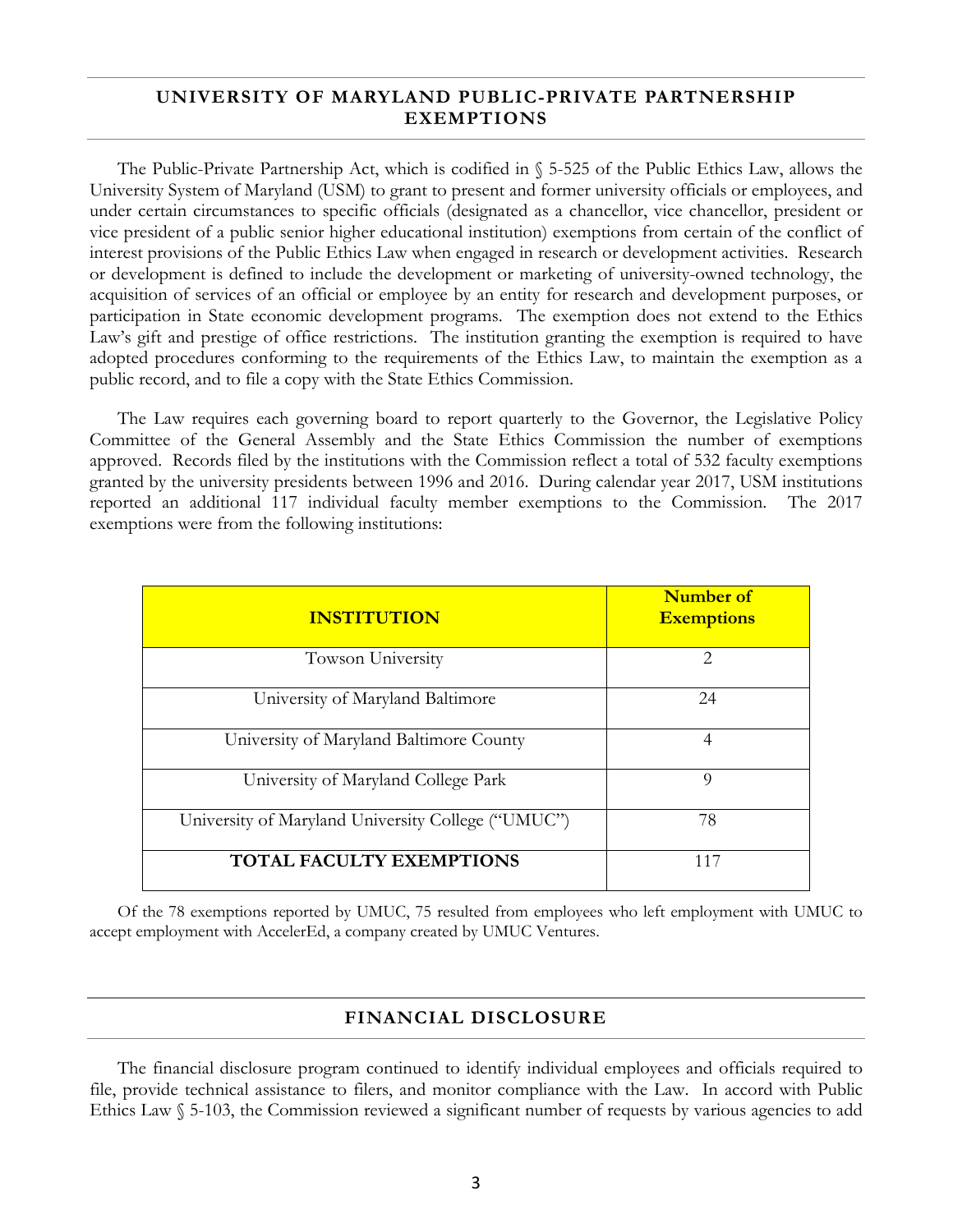## UNIVERSITY OF MARYLAND PUBLIC-PRIVATE PARTNERSHIP EXEMPTIONS

The Public-Private Partnership Act, which is codified in § 5-525 of the Public Ethics Law, allows the University System of Maryland (USM) to grant to present and former university officials or employees, and under certain circumstances to specific officials (designated as a chancellor, vice chancellor, president or vice president of a public senior higher educational institution) exemptions from certain of the conflict of interest provisions of the Public Ethics Law when engaged in research or development activities. Research or development is defined to include the development or marketing of university-owned technology, the acquisition of services of an official or employee by an entity for research and development purposes, or participation in State economic development programs. The exemption does not extend to the Ethics Law's gift and prestige of office restrictions. The institution granting the exemption is required to have adopted procedures conforming to the requirements of the Ethics Law, to maintain the exemption as a public record, and to file a copy with the State Ethics Commission.

The Law requires each governing board to report quarterly to the Governor, the Legislative Policy Committee of the General Assembly and the State Ethics Commission the number of exemptions approved. Records filed by the institutions with the Commission reflect a total of 532 faculty exemptions granted by the university presidents between 1996 and 2016. During calendar year 2017, USM institutions reported an additional 117 individual faculty member exemptions to the Commission. The 2017 exemptions were from the following institutions:

| INSTITUTION | Number of Exemptions |
|---|---|
| Towson University | 2 |
| University of Maryland Baltimore | 24 |
| University of Maryland Baltimore County | 4 |
| University of Maryland College Park | 9 |
| University of Maryland University College ("UMUC") | 78 |
| **TOTAL FACULTY EXEMPTIONS** | 117 |

Of the 78 exemptions reported by UMUC, 75 resulted from employees who left employment with UMUC to accept employment with AccelerEd, a company created by UMUC Ventures.

## FINANCIAL DISCLOSURE

The financial disclosure program continued to identify individual employees and officials required to file, provide technical assistance to filers, and monitor compliance with the Law. In accord with Public Ethics Law § 5-103, the Commission reviewed a significant number of requests by various agencies to add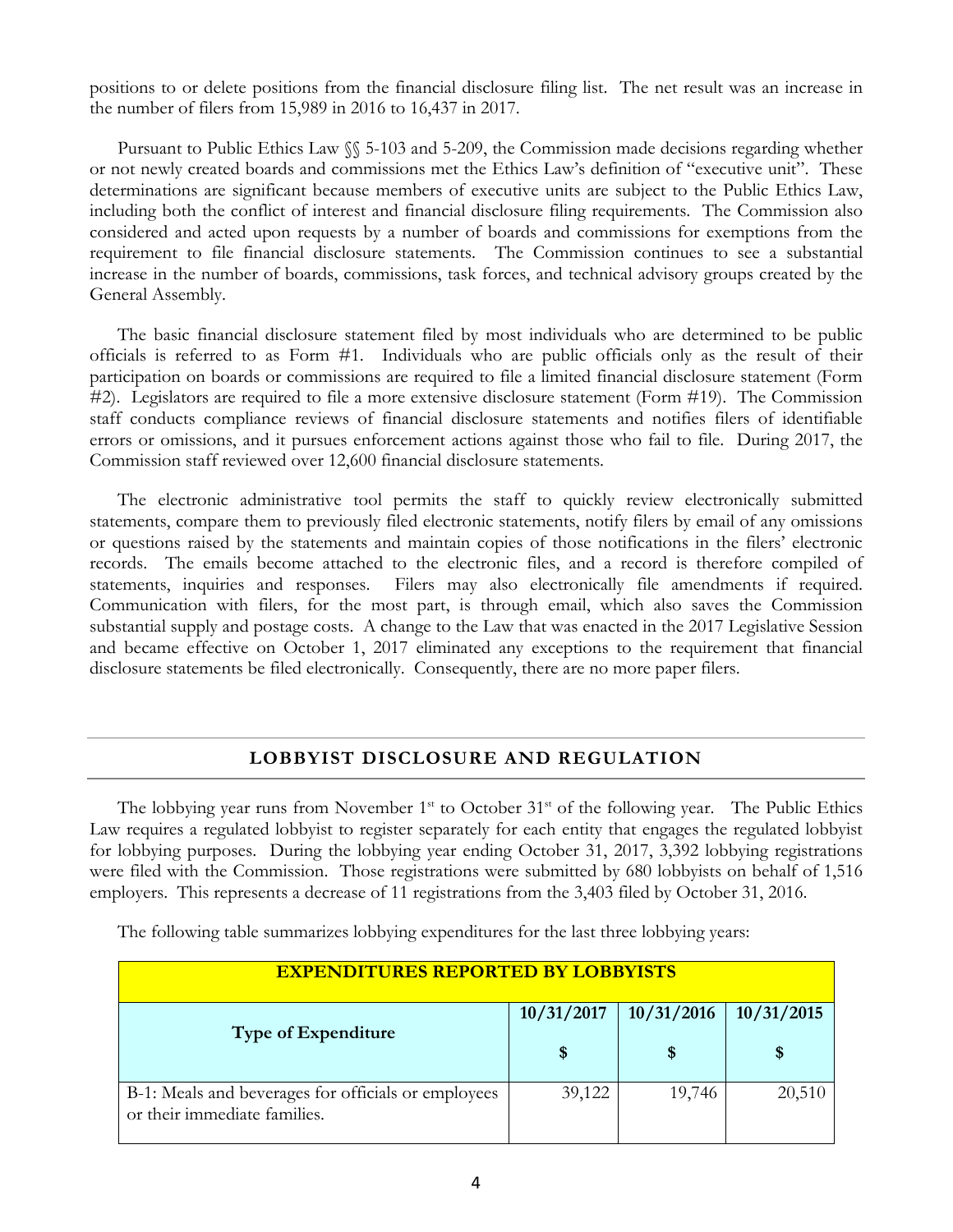positions to or delete positions from the financial disclosure filing list. The net result was an increase in the number of filers from 15,989 in 2016 to 16,437 in 2017.

Pursuant to Public Ethics Law §§ 5-103 and 5-209, the Commission made decisions regarding whether or not newly created boards and commissions met the Ethics Law's definition of "executive unit". These determinations are significant because members of executive units are subject to the Public Ethics Law, including both the conflict of interest and financial disclosure filing requirements. The Commission also considered and acted upon requests by a number of boards and commissions for exemptions from the requirement to file financial disclosure statements. The Commission continues to see a substantial increase in the number of boards, commissions, task forces, and technical advisory groups created by the General Assembly.

The basic financial disclosure statement filed by most individuals who are determined to be public officials is referred to as Form #1. Individuals who are public officials only as the result of their participation on boards or commissions are required to file a limited financial disclosure statement (Form #2). Legislators are required to file a more extensive disclosure statement (Form #19). The Commission staff conducts compliance reviews of financial disclosure statements and notifies filers of identifiable errors or omissions, and it pursues enforcement actions against those who fail to file. During 2017, the Commission staff reviewed over 12,600 financial disclosure statements.

The electronic administrative tool permits the staff to quickly review electronically submitted statements, compare them to previously filed electronic statements, notify filers by email of any omissions or questions raised by the statements and maintain copies of those notifications in the filers' electronic records. The emails become attached to the electronic files, and a record is therefore compiled of statements, inquiries and responses. Filers may also electronically file amendments if required. Communication with filers, for the most part, is through email, which also saves the Commission substantial supply and postage costs. A change to the Law that was enacted in the 2017 Legislative Session and became effective on October 1, 2017 eliminated any exceptions to the requirement that financial disclosure statements be filed electronically. Consequently, there are no more paper filers.

## LOBBYIST DISCLOSURE AND REGULATION

The lobbying year runs from November 1st to October 31st of the following year. The Public Ethics Law requires a regulated lobbyist to register separately for each entity that engages the regulated lobbyist for lobbying purposes. During the lobbying year ending October 31, 2017, 3,392 lobbying registrations were filed with the Commission. Those registrations were submitted by 680 lobbyists on behalf of 1,516 employers. This represents a decrease of 11 registrations from the 3,403 filed by October 31, 2016.

The following table summarizes lobbying expenditures for the last three lobbying years:

| EXPENDITURES REPORTED BY LOBBYISTS | | | |
|---|---|---|---|
| Type of Expenditure | 10/31/2017<br>$ | 10/31/2016<br>$ | 10/31/2015<br>$ |
| B-1: Meals and beverages for officials or employees or their immediate families. | 39,122 | 19,746 | 20,510 |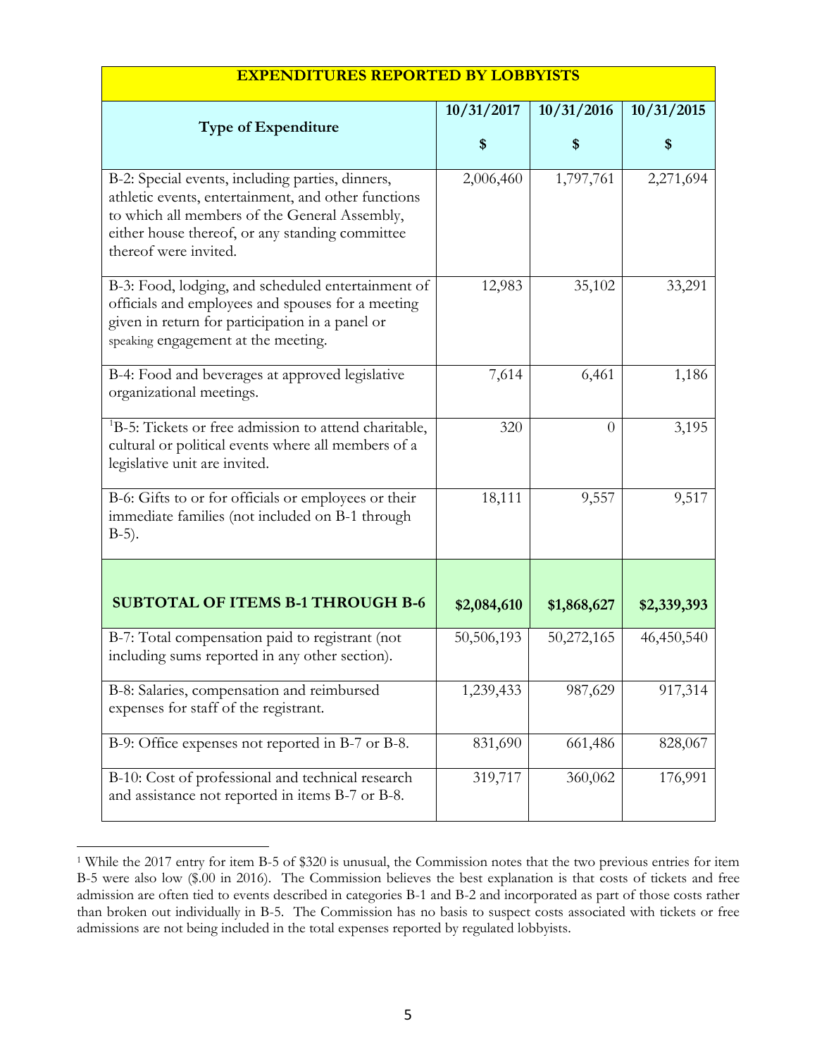| EXPENDITURES REPORTED BY LOBBYISTS | | | |
|---|---|---|---|
| **Type of Expenditure** | **10/31/2017**<br>**$** | **10/31/2016**<br>**$** | **10/31/2015**<br>**$** |
| B-2: Special events, including parties, dinners, athletic events, entertainment, and other functions to which all members of the General Assembly, either house thereof, or any standing committee thereof were invited. | 2,006,460 | 1,797,761 | 2,271,694 |
| B-3: Food, lodging, and scheduled entertainment of officials and employees and spouses for a meeting given in return for participation in a panel or speaking engagement at the meeting. | 12,983 | 35,102 | 33,291 |
| B-4: Food and beverages at approved legislative organizational meetings. | 7,614 | 6,461 | 1,186 |
| [1]B-5: Tickets or free admission to attend charitable, cultural or political events where all members of a legislative unit are invited. | 320 | 0 | 3,195 |
| B-6: Gifts to or for officials or employees or their immediate families (not included on B-1 through B-5). | 18,111 | 9,557 | 9,517 |
| **SUBTOTAL OF ITEMS B-1 THROUGH B-6** | **$2,084,610** | **$1,868,627** | **$2,339,393** |
| B-7: Total compensation paid to registrant (not including sums reported in any other section). | 50,506,193 | 50,272,165 | 46,450,540 |
| B-8: Salaries, compensation and reimbursed expenses for staff of the registrant. | 1,239,433 | 987,629 | 917,314 |
| B-9: Office expenses not reported in B-7 or B-8. | 831,690 | 661,486 | 828,067 |
| B-10: Cost of professional and technical research and assistance not reported in items B-7 or B-8. | 319,717 | 360,062 | 176,991 |

[1] While the 2017 entry for item B-5 of $320 is unusual, the Commission notes that the two previous entries for item B-5 were also low ($.00 in 2016). The Commission believes the best explanation is that costs of tickets and free admission are often tied to events described in categories B-1 and B-2 and incorporated as part of those costs rather than broken out individually in B-5. The Commission has no basis to suspect costs associated with tickets or free admissions are not being included in the total expenses reported by regulated lobbyists.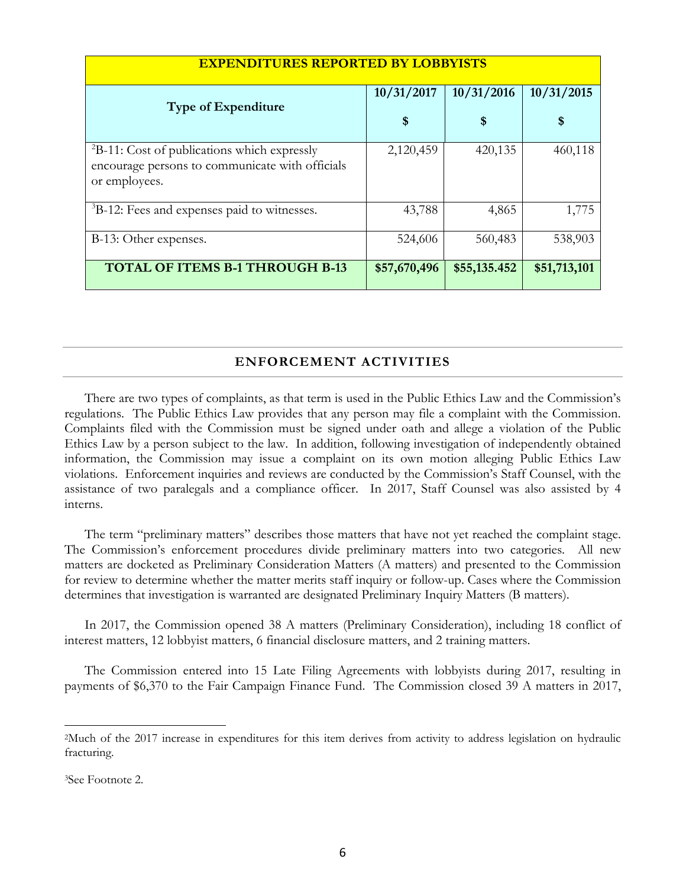| EXPENDITURES REPORTED BY LOBBYISTS | | | |
|---|---|---|---|
| **Type of Expenditure** | **10/31/2017 $** | **10/31/2016 $** | **10/31/2015 $** |
| [2]B-11: Cost of publications which expressly encourage persons to communicate with officials or employees. | 2,120,459 | 420,135 | 460,118 |
| [3]B-12: Fees and expenses paid to witnesses. | 43,788 | 4,865 | 1,775 |
| B-13: Other expenses. | 524,606 | 560,483 | 538,903 |
| **TOTAL OF ITEMS B-1 THROUGH B-13** | **$57,670,496** | **$55,135.452** | **$51,713,101** |

## ENFORCEMENT ACTIVITIES

There are two types of complaints, as that term is used in the Public Ethics Law and the Commission's regulations. The Public Ethics Law provides that any person may file a complaint with the Commission. Complaints filed with the Commission must be signed under oath and allege a violation of the Public Ethics Law by a person subject to the law. In addition, following investigation of independently obtained information, the Commission may issue a complaint on its own motion alleging Public Ethics Law violations. Enforcement inquiries and reviews are conducted by the Commission's Staff Counsel, with the assistance of two paralegals and a compliance officer. In 2017, Staff Counsel was also assisted by 4 interns.

The term "preliminary matters" describes those matters that have not yet reached the complaint stage. The Commission's enforcement procedures divide preliminary matters into two categories. All new matters are docketed as Preliminary Consideration Matters (A matters) and presented to the Commission for review to determine whether the matter merits staff inquiry or follow-up. Cases where the Commission determines that investigation is warranted are designated Preliminary Inquiry Matters (B matters).

In 2017, the Commission opened 38 A matters (Preliminary Consideration), including 18 conflict of interest matters, 12 lobbyist matters, 6 financial disclosure matters, and 2 training matters.

The Commission entered into 15 Late Filing Agreements with lobbyists during 2017, resulting in payments of $6,370 to the Fair Campaign Finance Fund. The Commission closed 39 A matters in 2017,

---

[2]Much of the 2017 increase in expenditures for this item derives from activity to address legislation on hydraulic fracturing.

[3]See Footnote 2.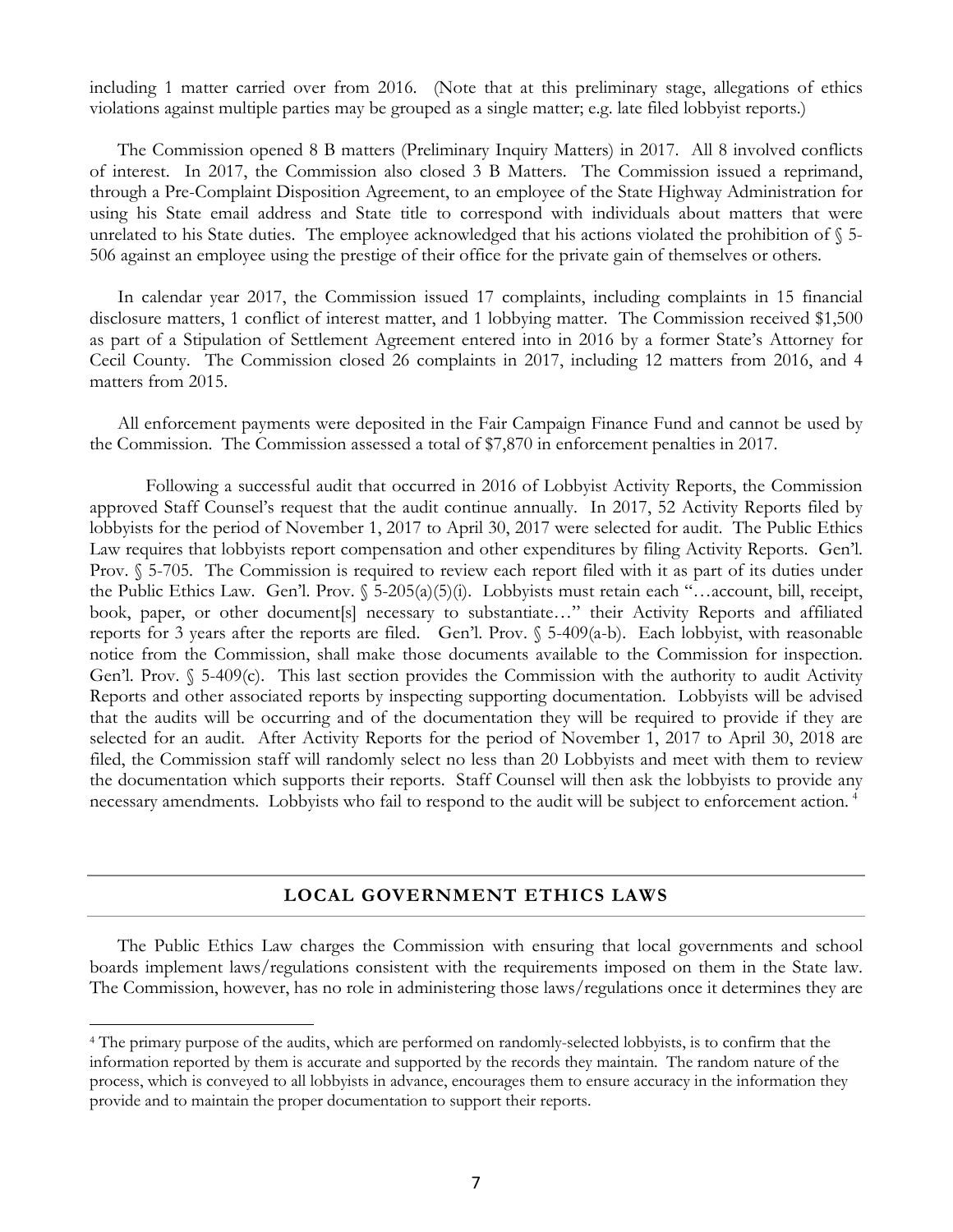including 1 matter carried over from 2016. (Note that at this preliminary stage, allegations of ethics violations against multiple parties may be grouped as a single matter; e.g. late filed lobbyist reports.)

The Commission opened 8 B matters (Preliminary Inquiry Matters) in 2017. All 8 involved conflicts of interest. In 2017, the Commission also closed 3 B Matters. The Commission issued a reprimand, through a Pre-Complaint Disposition Agreement, to an employee of the State Highway Administration for using his State email address and State title to correspond with individuals about matters that were unrelated to his State duties. The employee acknowledged that his actions violated the prohibition of § 5-506 against an employee using the prestige of their office for the private gain of themselves or others.

In calendar year 2017, the Commission issued 17 complaints, including complaints in 15 financial disclosure matters, 1 conflict of interest matter, and 1 lobbying matter. The Commission received $1,500 as part of a Stipulation of Settlement Agreement entered into in 2016 by a former State's Attorney for Cecil County. The Commission closed 26 complaints in 2017, including 12 matters from 2016, and 4 matters from 2015.

All enforcement payments were deposited in the Fair Campaign Finance Fund and cannot be used by the Commission. The Commission assessed a total of $7,870 in enforcement penalties in 2017.

Following a successful audit that occurred in 2016 of Lobbyist Activity Reports, the Commission approved Staff Counsel's request that the audit continue annually. In 2017, 52 Activity Reports filed by lobbyists for the period of November 1, 2017 to April 30, 2017 were selected for audit. The Public Ethics Law requires that lobbyists report compensation and other expenditures by filing Activity Reports. Gen'l. Prov. § 5-705. The Commission is required to review each report filed with it as part of its duties under the Public Ethics Law. Gen'l. Prov. § 5-205(a)(5)(i). Lobbyists must retain each "…account, bill, receipt, book, paper, or other document[s] necessary to substantiate…" their Activity Reports and affiliated reports for 3 years after the reports are filed. Gen'l. Prov. § 5-409(a-b). Each lobbyist, with reasonable notice from the Commission, shall make those documents available to the Commission for inspection. Gen'l. Prov. § 5-409(c). This last section provides the Commission with the authority to audit Activity Reports and other associated reports by inspecting supporting documentation. Lobbyists will be advised that the audits will be occurring and of the documentation they will be required to provide if they are selected for an audit. After Activity Reports for the period of November 1, 2017 to April 30, 2018 are filed, the Commission staff will randomly select no less than 20 Lobbyists and meet with them to review the documentation which supports their reports. Staff Counsel will then ask the lobbyists to provide any necessary amendments. Lobbyists who fail to respond to the audit will be subject to enforcement action.[4]

## LOCAL GOVERNMENT ETHICS LAWS

The Public Ethics Law charges the Commission with ensuring that local governments and school boards implement laws/regulations consistent with the requirements imposed on them in the State law. The Commission, however, has no role in administering those laws/regulations once it determines they are

[4] The primary purpose of the audits, which are performed on randomly-selected lobbyists, is to confirm that the information reported by them is accurate and supported by the records they maintain. The random nature of the process, which is conveyed to all lobbyists in advance, encourages them to ensure accuracy in the information they provide and to maintain the proper documentation to support their reports.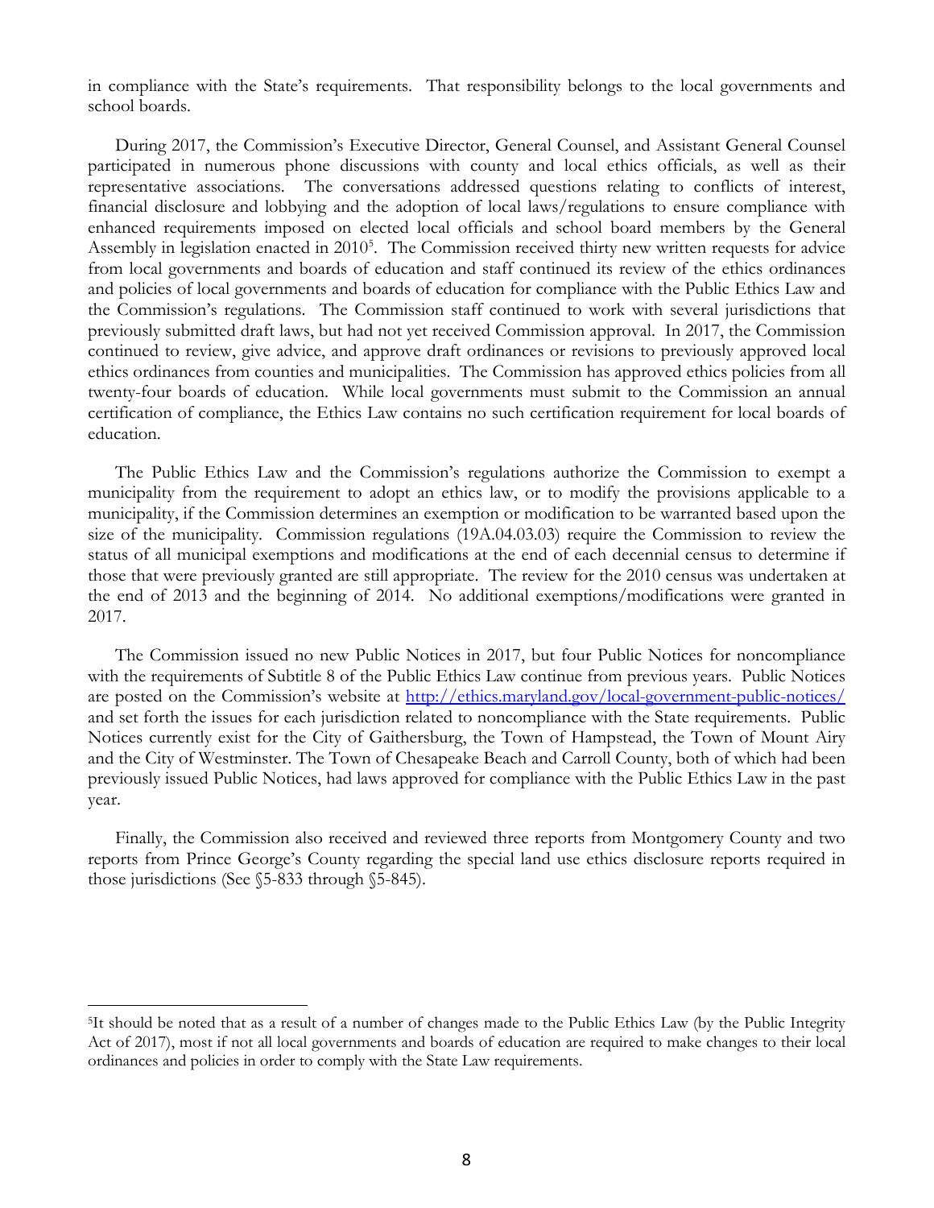in compliance with the State's requirements. That responsibility belongs to the local governments and school boards.

During 2017, the Commission's Executive Director, General Counsel, and Assistant General Counsel participated in numerous phone discussions with county and local ethics officials, as well as their representative associations. The conversations addressed questions relating to conflicts of interest, financial disclosure and lobbying and the adoption of local laws/regulations to ensure compliance with enhanced requirements imposed on elected local officials and school board members by the General Assembly in legislation enacted in 2010[5]. The Commission received thirty new written requests for advice from local governments and boards of education and staff continued its review of the ethics ordinances and policies of local governments and boards of education for compliance with the Public Ethics Law and the Commission's regulations. The Commission staff continued to work with several jurisdictions that previously submitted draft laws, but had not yet received Commission approval. In 2017, the Commission continued to review, give advice, and approve draft ordinances or revisions to previously approved local ethics ordinances from counties and municipalities. The Commission has approved ethics policies from all twenty-four boards of education. While local governments must submit to the Commission an annual certification of compliance, the Ethics Law contains no such certification requirement for local boards of education.

The Public Ethics Law and the Commission's regulations authorize the Commission to exempt a municipality from the requirement to adopt an ethics law, or to modify the provisions applicable to a municipality, if the Commission determines an exemption or modification to be warranted based upon the size of the municipality. Commission regulations (19A.04.03.03) require the Commission to review the status of all municipal exemptions and modifications at the end of each decennial census to determine if those that were previously granted are still appropriate. The review for the 2010 census was undertaken at the end of 2013 and the beginning of 2014. No additional exemptions/modifications were granted in 2017.

The Commission issued no new Public Notices in 2017, but four Public Notices for noncompliance with the requirements of Subtitle 8 of the Public Ethics Law continue from previous years. Public Notices are posted on the Commission's website at http://ethics.maryland.gov/local-government-public-notices/ and set forth the issues for each jurisdiction related to noncompliance with the State requirements. Public Notices currently exist for the City of Gaithersburg, the Town of Hampstead, the Town of Mount Airy and the City of Westminster. The Town of Chesapeake Beach and Carroll County, both of which had been previously issued Public Notices, had laws approved for compliance with the Public Ethics Law in the past year.

Finally, the Commission also received and reviewed three reports from Montgomery County and two reports from Prince George's County regarding the special land use ethics disclosure reports required in those jurisdictions (See §5-833 through §5-845).

---

[5]It should be noted that as a result of a number of changes made to the Public Ethics Law (by the Public Integrity Act of 2017), most if not all local governments and boards of education are required to make changes to their local ordinances and policies in order to comply with the State Law requirements.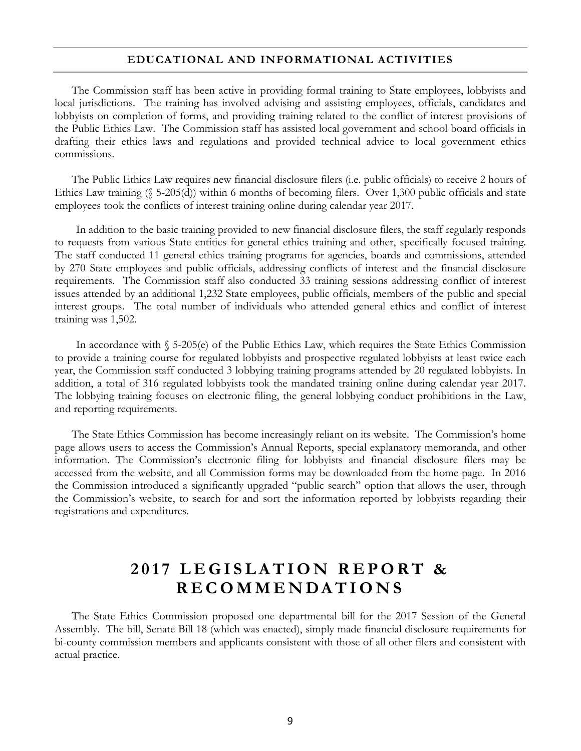## EDUCATIONAL AND INFORMATIONAL ACTIVITIES

The Commission staff has been active in providing formal training to State employees, lobbyists and local jurisdictions. The training has involved advising and assisting employees, officials, candidates and lobbyists on completion of forms, and providing training related to the conflict of interest provisions of the Public Ethics Law. The Commission staff has assisted local government and school board officials in drafting their ethics laws and regulations and provided technical advice to local government ethics commissions.

The Public Ethics Law requires new financial disclosure filers (i.e. public officials) to receive 2 hours of Ethics Law training (§ 5-205(d)) within 6 months of becoming filers. Over 1,300 public officials and state employees took the conflicts of interest training online during calendar year 2017.

In addition to the basic training provided to new financial disclosure filers, the staff regularly responds to requests from various State entities for general ethics training and other, specifically focused training. The staff conducted 11 general ethics training programs for agencies, boards and commissions, attended by 270 State employees and public officials, addressing conflicts of interest and the financial disclosure requirements. The Commission staff also conducted 33 training sessions addressing conflict of interest issues attended by an additional 1,232 State employees, public officials, members of the public and special interest groups. The total number of individuals who attended general ethics and conflict of interest training was 1,502.

In accordance with § 5-205(e) of the Public Ethics Law, which requires the State Ethics Commission to provide a training course for regulated lobbyists and prospective regulated lobbyists at least twice each year, the Commission staff conducted 3 lobbying training programs attended by 20 regulated lobbyists. In addition, a total of 316 regulated lobbyists took the mandated training online during calendar year 2017. The lobbying training focuses on electronic filing, the general lobbying conduct prohibitions in the Law, and reporting requirements.

The State Ethics Commission has become increasingly reliant on its website. The Commission's home page allows users to access the Commission's Annual Reports, special explanatory memoranda, and other information. The Commission's electronic filing for lobbyists and financial disclosure filers may be accessed from the website, and all Commission forms may be downloaded from the home page. In 2016 the Commission introduced a significantly upgraded "public search" option that allows the user, through the Commission's website, to search for and sort the information reported by lobbyists regarding their registrations and expenditures.

# 2017 LEGISLATION REPORT & RECOMMENDATIONS

The State Ethics Commission proposed one departmental bill for the 2017 Session of the General Assembly. The bill, Senate Bill 18 (which was enacted), simply made financial disclosure requirements for bi-county commission members and applicants consistent with those of all other filers and consistent with actual practice.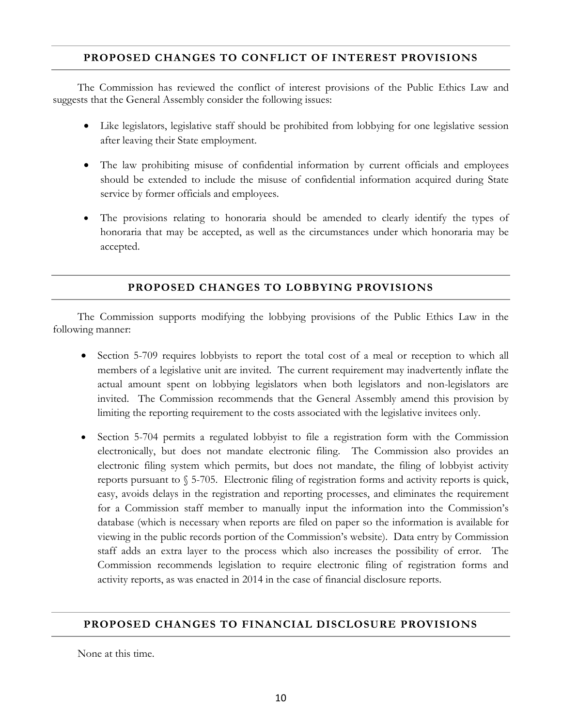## PROPOSED CHANGES TO CONFLICT OF INTEREST PROVISIONS

The Commission has reviewed the conflict of interest provisions of the Public Ethics Law and suggests that the General Assembly consider the following issues:

- Like legislators, legislative staff should be prohibited from lobbying for one legislative session after leaving their State employment.
- The law prohibiting misuse of confidential information by current officials and employees should be extended to include the misuse of confidential information acquired during State service by former officials and employees.
- The provisions relating to honoraria should be amended to clearly identify the types of honoraria that may be accepted, as well as the circumstances under which honoraria may be accepted.

## PROPOSED CHANGES TO LOBBYING PROVISIONS

The Commission supports modifying the lobbying provisions of the Public Ethics Law in the following manner:

- Section 5-709 requires lobbyists to report the total cost of a meal or reception to which all members of a legislative unit are invited. The current requirement may inadvertently inflate the actual amount spent on lobbying legislators when both legislators and non-legislators are invited. The Commission recommends that the General Assembly amend this provision by limiting the reporting requirement to the costs associated with the legislative invitees only.
- Section 5-704 permits a regulated lobbyist to file a registration form with the Commission electronically, but does not mandate electronic filing. The Commission also provides an electronic filing system which permits, but does not mandate, the filing of lobbyist activity reports pursuant to § 5-705. Electronic filing of registration forms and activity reports is quick, easy, avoids delays in the registration and reporting processes, and eliminates the requirement for a Commission staff member to manually input the information into the Commission's database (which is necessary when reports are filed on paper so the information is available for viewing in the public records portion of the Commission's website). Data entry by Commission staff adds an extra layer to the process which also increases the possibility of error. The Commission recommends legislation to require electronic filing of registration forms and activity reports, as was enacted in 2014 in the case of financial disclosure reports.

## PROPOSED CHANGES TO FINANCIAL DISCLOSURE PROVISIONS

None at this time.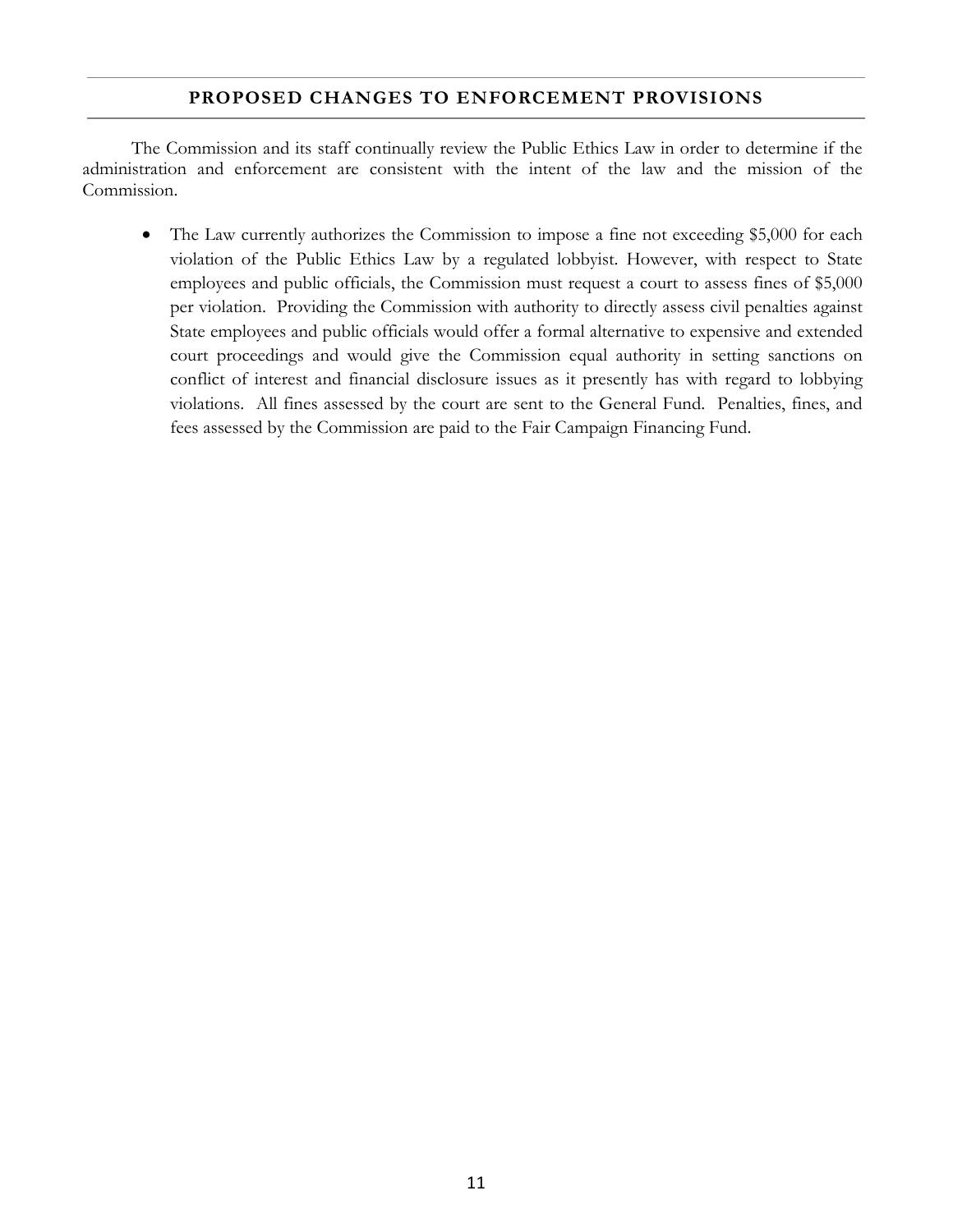## PROPOSED CHANGES TO ENFORCEMENT PROVISIONS

The Commission and its staff continually review the Public Ethics Law in order to determine if the administration and enforcement are consistent with the intent of the law and the mission of the Commission.

- The Law currently authorizes the Commission to impose a fine not exceeding $5,000 for each violation of the Public Ethics Law by a regulated lobbyist. However, with respect to State employees and public officials, the Commission must request a court to assess fines of $5,000 per violation. Providing the Commission with authority to directly assess civil penalties against State employees and public officials would offer a formal alternative to expensive and extended court proceedings and would give the Commission equal authority in setting sanctions on conflict of interest and financial disclosure issues as it presently has with regard to lobbying violations. All fines assessed by the court are sent to the General Fund. Penalties, fines, and fees assessed by the Commission are paid to the Fair Campaign Financing Fund.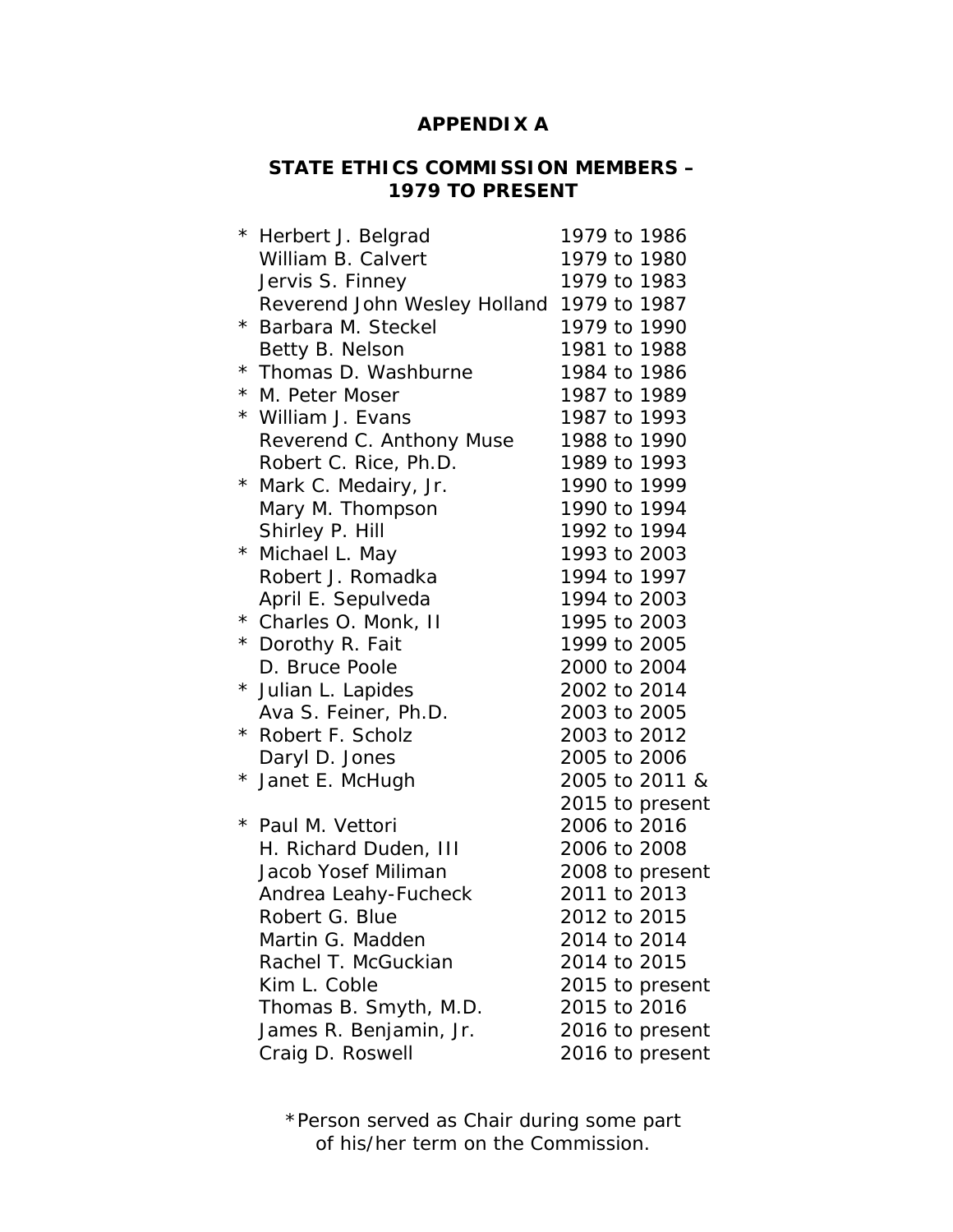# APPENDIX A

## STATE ETHICS COMMISSION MEMBERS – 1979 TO PRESENT

| | | |
|---|---|---|
| * | Herbert J. Belgrad | 1979 to 1986 |
| | William B. Calvert | 1979 to 1980 |
| | Jervis S. Finney | 1979 to 1983 |
| | Reverend John Wesley Holland | 1979 to 1987 |
| * | Barbara M. Steckel | 1979 to 1990 |
| | Betty B. Nelson | 1981 to 1988 |
| * | Thomas D. Washburne | 1984 to 1986 |
| * | M. Peter Moser | 1987 to 1989 |
| * | William J. Evans | 1987 to 1993 |
| | Reverend C. Anthony Muse | 1988 to 1990 |
| | Robert C. Rice, Ph.D. | 1989 to 1993 |
| * | Mark C. Medairy, Jr. | 1990 to 1999 |
| | Mary M. Thompson | 1990 to 1994 |
| | Shirley P. Hill | 1992 to 1994 |
| * | Michael L. May | 1993 to 2003 |
| | Robert J. Romadka | 1994 to 1997 |
| | April E. Sepulveda | 1994 to 2003 |
| * | Charles O. Monk, II | 1995 to 2003 |
| * | Dorothy R. Fait | 1999 to 2005 |
| | D. Bruce Poole | 2000 to 2004 |
| * | Julian L. Lapides | 2002 to 2014 |
| | Ava S. Feiner, Ph.D. | 2003 to 2005 |
| * | Robert F. Scholz | 2003 to 2012 |
| | Daryl D. Jones | 2005 to 2006 |
| * | Janet E. McHugh | 2005 to 2011 & 2015 to present |
| * | Paul M. Vettori | 2006 to 2016 |
| | H. Richard Duden, III | 2006 to 2008 |
| | Jacob Yosef Miliman | 2008 to present |
| | Andrea Leahy-Fucheck | 2011 to 2013 |
| | Robert G. Blue | 2012 to 2015 |
| | Martin G. Madden | 2014 to 2014 |
| | Rachel T. McGuckian | 2014 to 2015 |
| | Kim L. Coble | 2015 to present |
| | Thomas B. Smyth, M.D. | 2015 to 2016 |
| | James R. Benjamin, Jr. | 2016 to present |
| | Craig D. Roswell | 2016 to present |

*Person served as Chair during some part of his/her term on the Commission.